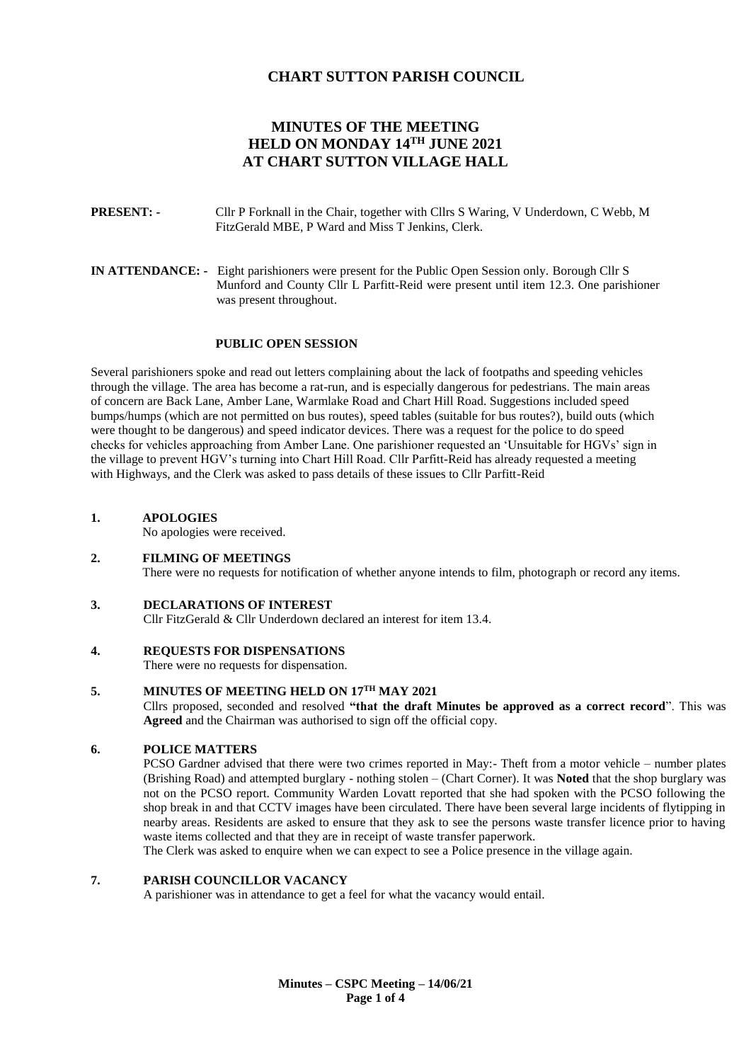# CHART SUTTON PARISH COUNCIL

## MINUTES OF THE MEETING HELD ON MONDAY 14TH JUNE 2021 AT CHART SUTTON VILLAGE HALL

**PRESENT: -** Cllr P Forknall in the Chair, together with Cllrs S Waring, V Underdown, C Webb, M FitzGerald MBE, P Ward and Miss T Jenkins, Clerk.

**IN ATTENDANCE: -** Eight parishioners were present for the Public Open Session only. Borough Cllr S Munford and County Cllr L Parfitt-Reid were present until item 12.3. One parishioner was present throughout.

### PUBLIC OPEN SESSION

Several parishioners spoke and read out letters complaining about the lack of footpaths and speeding vehicles through the village. The area has become a rat-run, and is especially dangerous for pedestrians. The main areas of concern are Back Lane, Amber Lane, Warmlake Road and Chart Hill Road. Suggestions included speed bumps/humps (which are not permitted on bus routes), speed tables (suitable for bus routes?), build outs (which were thought to be dangerous) and speed indicator devices. There was a request for the police to do speed checks for vehicles approaching from Amber Lane. One parishioner requested an 'Unsuitable for HGVs' sign in the village to prevent HGV's turning into Chart Hill Road. Cllr Parfitt-Reid has already requested a meeting with Highways, and the Clerk was asked to pass details of these issues to Cllr Parfitt-Reid

### 1. APOLOGIES

No apologies were received.

### 2. FILMING OF MEETINGS

There were no requests for notification of whether anyone intends to film, photograph or record any items.

### 3. DECLARATIONS OF INTEREST

Cllr FitzGerald & Cllr Underdown declared an interest for item 13.4.

### 4. REQUESTS FOR DISPENSATIONS

There were no requests for dispensation.

### 5. MINUTES OF MEETING HELD ON 17TH MAY 2021

Cllrs proposed, seconded and resolved **"that the draft Minutes be approved as a correct record**". This was **Agreed** and the Chairman was authorised to sign off the official copy.

### 6. POLICE MATTERS

PCSO Gardner advised that there were two crimes reported in May:- Theft from a motor vehicle – number plates (Brishing Road) and attempted burglary - nothing stolen – (Chart Corner). It was **Noted** that the shop burglary was not on the PCSO report. Community Warden Lovatt reported that she had spoken with the PCSO following the shop break in and that CCTV images have been circulated. There have been several large incidents of flytipping in nearby areas. Residents are asked to ensure that they ask to see the persons waste transfer licence prior to having waste items collected and that they are in receipt of waste transfer paperwork.

The Clerk was asked to enquire when we can expect to see a Police presence in the village again.

### 7. PARISH COUNCILLOR VACANCY

A parishioner was in attendance to get a feel for what the vacancy would entail.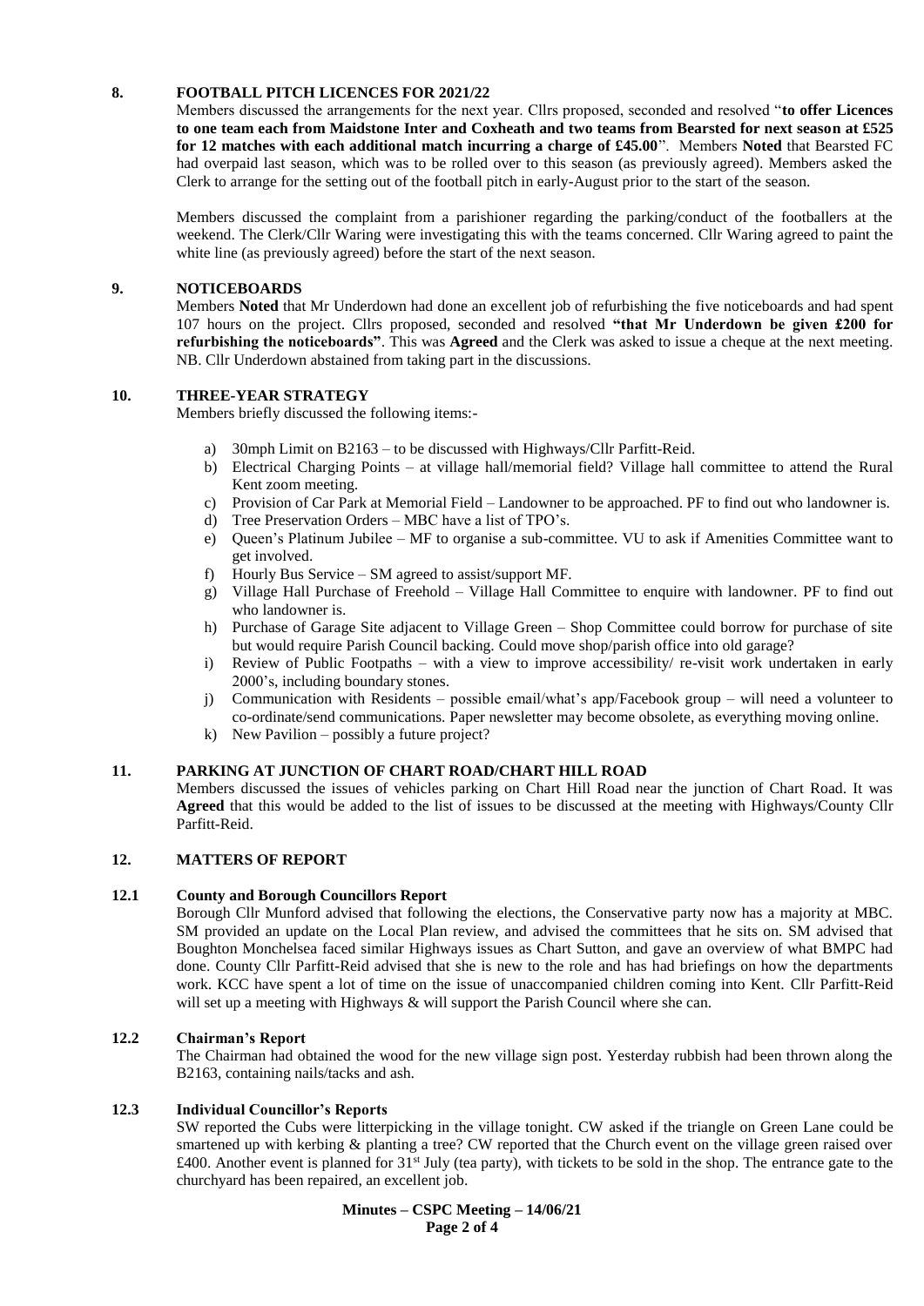## 8. FOOTBALL PITCH LICENCES FOR 2021/22

Members discussed the arrangements for the next year. Cllrs proposed, seconded and resolved "**to offer Licences to one team each from Maidstone Inter and Coxheath and two teams from Bearsted for next season at £525 for 12 matches with each additional match incurring a charge of £45.00**". Members **Noted** that Bearsted FC had overpaid last season, which was to be rolled over to this season (as previously agreed). Members asked the Clerk to arrange for the setting out of the football pitch in early-August prior to the start of the season.

Members discussed the complaint from a parishioner regarding the parking/conduct of the footballers at the weekend. The Clerk/Cllr Waring were investigating this with the teams concerned. Cllr Waring agreed to paint the white line (as previously agreed) before the start of the next season.

## 9. NOTICEBOARDS

Members **Noted** that Mr Underdown had done an excellent job of refurbishing the five noticeboards and had spent 107 hours on the project. Cllrs proposed, seconded and resolved **"that Mr Underdown be given £200 for refurbishing the noticeboards"**. This was **Agreed** and the Clerk was asked to issue a cheque at the next meeting. NB. Cllr Underdown abstained from taking part in the discussions.

## 10. THREE-YEAR STRATEGY

Members briefly discussed the following items:-

a) 30mph Limit on B2163 – to be discussed with Highways/Cllr Parfitt-Reid.
b) Electrical Charging Points – at village hall/memorial field? Village hall committee to attend the Rural Kent zoom meeting.
c) Provision of Car Park at Memorial Field – Landowner to be approached. PF to find out who landowner is.
d) Tree Preservation Orders – MBC have a list of TPO's.
e) Queen's Platinum Jubilee – MF to organise a sub-committee. VU to ask if Amenities Committee want to get involved.
f) Hourly Bus Service – SM agreed to assist/support MF.
g) Village Hall Purchase of Freehold – Village Hall Committee to enquire with landowner. PF to find out who landowner is.
h) Purchase of Garage Site adjacent to Village Green – Shop Committee could borrow for purchase of site but would require Parish Council backing. Could move shop/parish office into old garage?
i) Review of Public Footpaths – with a view to improve accessibility/ re-visit work undertaken in early 2000's, including boundary stones.
j) Communication with Residents – possible email/what's app/Facebook group – will need a volunteer to co-ordinate/send communications. Paper newsletter may become obsolete, as everything moving online.
k) New Pavilion – possibly a future project?

## 11. PARKING AT JUNCTION OF CHART ROAD/CHART HILL ROAD

Members discussed the issues of vehicles parking on Chart Hill Road near the junction of Chart Road. It was **Agreed** that this would be added to the list of issues to be discussed at the meeting with Highways/County Cllr Parfitt-Reid.

## 12. MATTERS OF REPORT

### 12.1 County and Borough Councillors Report

Borough Cllr Munford advised that following the elections, the Conservative party now has a majority at MBC. SM provided an update on the Local Plan review, and advised the committees that he sits on. SM advised that Boughton Monchelsea faced similar Highways issues as Chart Sutton, and gave an overview of what BMPC had done. County Cllr Parfitt-Reid advised that she is new to the role and has had briefings on how the departments work. KCC have spent a lot of time on the issue of unaccompanied children coming into Kent. Cllr Parfitt-Reid will set up a meeting with Highways & will support the Parish Council where she can.

### 12.2 Chairman's Report

The Chairman had obtained the wood for the new village sign post. Yesterday rubbish had been thrown along the B2163, containing nails/tacks and ash.

### 12.3 Individual Councillor's Reports

SW reported the Cubs were litterpicking in the village tonight. CW asked if the triangle on Green Lane could be smartened up with kerbing & planting a tree? CW reported that the Church event on the village green raised over £400. Another event is planned for 31st July (tea party), with tickets to be sold in the shop. The entrance gate to the churchyard has been repaired, an excellent job.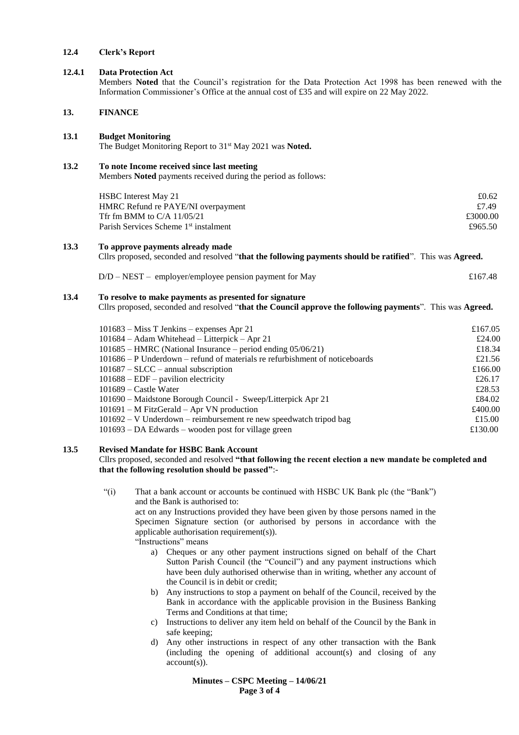### 12.4 Clerk's Report

#### 12.4.1 Data Protection Act

Members **Noted** that the Council's registration for the Data Protection Act 1998 has been renewed with the Information Commissioner's Office at the annual cost of £35 and will expire on 22 May 2022.

## 13. FINANCE

### 13.1 Budget Monitoring

The Budget Monitoring Report to 31st May 2021 was **Noted.**

### 13.2 To note Income received since last meeting

Members **Noted** payments received during the period as follows:

| | |
|---|---|
| HSBC Interest May 21 | £0.62 |
| HMRC Refund re PAYE/NI overpayment | £7.49 |
| Tfr fm BMM to C/A 11/05/21 | £3000.00 |
| Parish Services Scheme 1st instalment | £965.50 |

### 13.3 To approve payments already made

Cllrs proposed, seconded and resolved "**that the following payments should be ratified**". This was **Agreed.**

| | |
|---|---|
| D/D – NEST – employer/employee pension payment for May | £167.48 |

### 13.4 To resolve to make payments as presented for signature

Cllrs proposed, seconded and resolved "**that the Council approve the following payments**". This was **Agreed.**

| | |
|---|---|
| 101683 – Miss T Jenkins – expenses Apr 21 | £167.05 |
| 101684 – Adam Whitehead – Litterpick – Apr 21 | £24.00 |
| 101685 – HMRC (National Insurance – period ending 05/06/21) | £18.34 |
| 101686 – P Underdown – refund of materials re refurbishment of noticeboards | £21.56 |
| 101687 – SLCC – annual subscription | £166.00 |
| 101688 – EDF – pavilion electricity | £26.17 |
| 101689 – Castle Water | £28.53 |
| 101690 – Maidstone Borough Council - Sweep/Litterpick Apr 21 | £84.02 |
| 101691 – M FitzGerald – Apr VN production | £400.00 |
| 101692 – V Underdown – reimbursement re new speedwatch tripod bag | £15.00 |
| 101693 – DA Edwards – wooden post for village green | £130.00 |

### 13.5 Revised Mandate for HSBC Bank Account

Cllrs proposed, seconded and resolved **"that following the recent election a new mandate be completed and that the following resolution should be passed"**:-

"(i) That a bank account or accounts be continued with HSBC UK Bank plc (the "Bank") and the Bank is authorised to:
act on any Instructions provided they have been given by those persons named in the Specimen Signature section (or authorised by persons in accordance with the applicable authorisation requirement(s)).
"Instructions" means

a) Cheques or any other payment instructions signed on behalf of the Chart Sutton Parish Council (the "Council") and any payment instructions which have been duly authorised otherwise than in writing, whether any account of the Council is in debit or credit;
b) Any instructions to stop a payment on behalf of the Council, received by the Bank in accordance with the applicable provision in the Business Banking Terms and Conditions at that time;
c) Instructions to deliver any item held on behalf of the Council by the Bank in safe keeping;
d) Any other instructions in respect of any other transaction with the Bank (including the opening of additional account(s) and closing of any account(s)).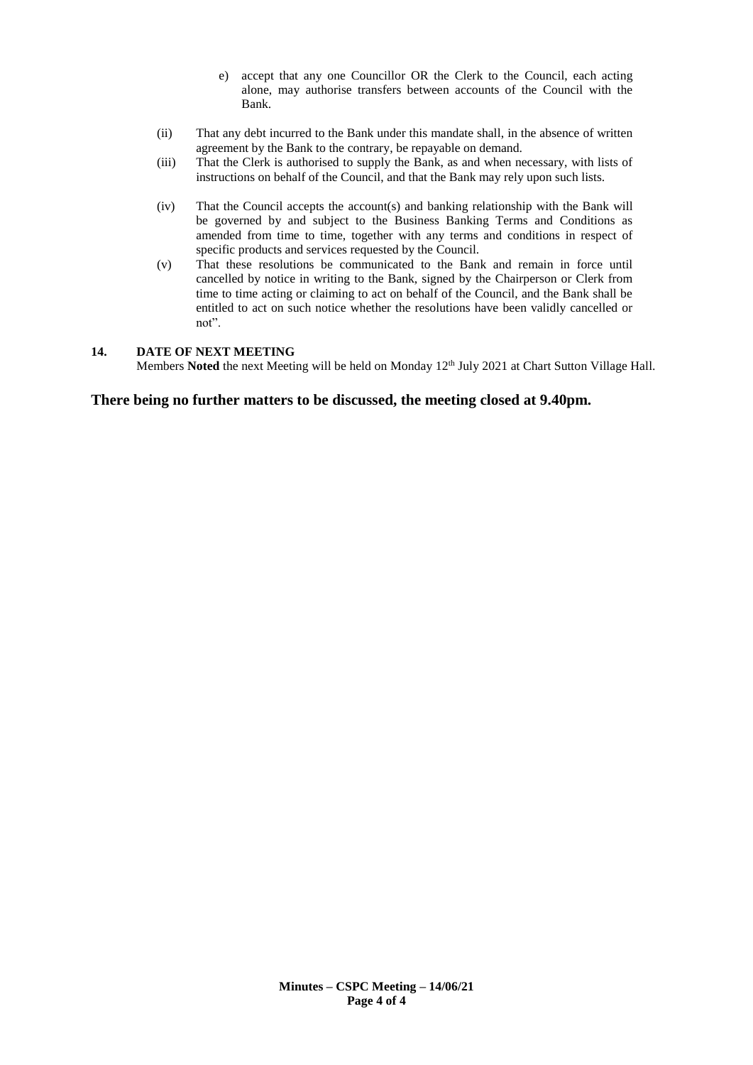e) accept that any one Councillor OR the Clerk to the Council, each acting alone, may authorise transfers between accounts of the Council with the Bank.

(ii) That any debt incurred to the Bank under this mandate shall, in the absence of written agreement by the Bank to the contrary, be repayable on demand.

(iii) That the Clerk is authorised to supply the Bank, as and when necessary, with lists of instructions on behalf of the Council, and that the Bank may rely upon such lists.

(iv) That the Council accepts the account(s) and banking relationship with the Bank will be governed by and subject to the Business Banking Terms and Conditions as amended from time to time, together with any terms and conditions in respect of specific products and services requested by the Council.

(v) That these resolutions be communicated to the Bank and remain in force until cancelled by notice in writing to the Bank, signed by the Chairperson or Clerk from time to time acting or claiming to act on behalf of the Council, and the Bank shall be entitled to act on such notice whether the resolutions have been validly cancelled or not".

**14. DATE OF NEXT MEETING**

Members **Noted** the next Meeting will be held on Monday 12th July 2021 at Chart Sutton Village Hall.

**There being no further matters to be discussed, the meeting closed at 9.40pm.**